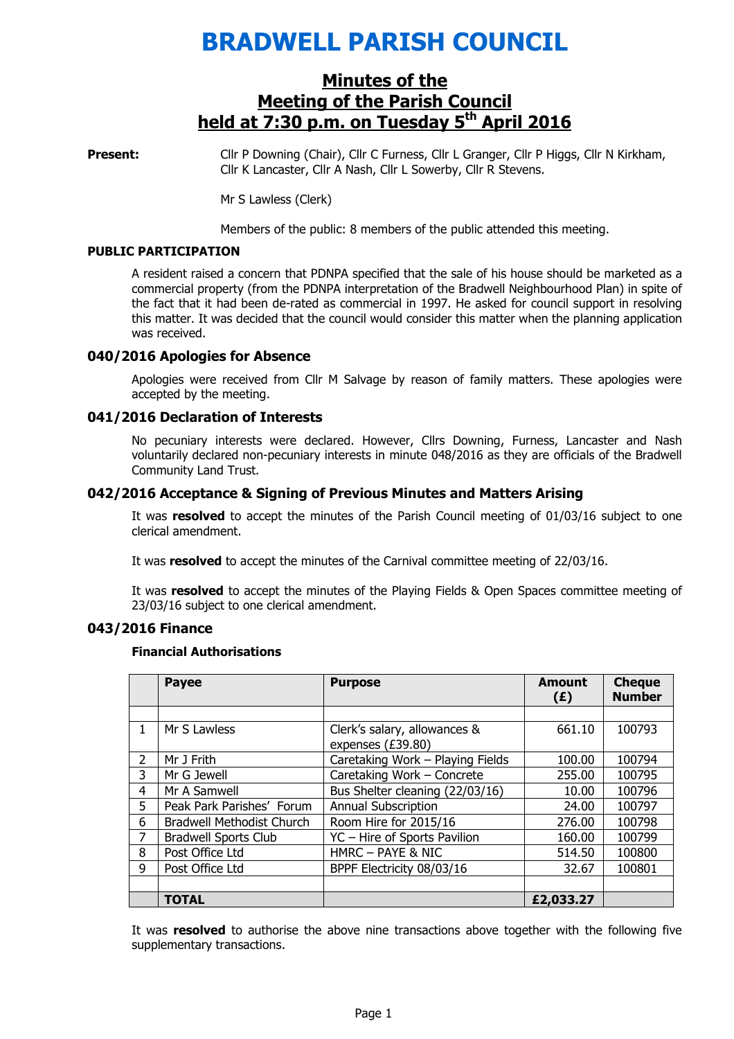# BRADWELL PARISH COUNCIL

## Minutes of the Meeting of the Parish Council held at 7:30 p.m. on Tuesday 5th April 2016

**Present:** Cllr P Downing (Chair), Cllr C Furness, Cllr L Granger, Cllr P Higgs, Cllr N Kirkham, Cllr K Lancaster, Cllr A Nash, Cllr L Sowerby, Cllr R Stevens.

Mr S Lawless (Clerk)

Members of the public: 8 members of the public attended this meeting.

**PUBLIC PARTICIPATION**

A resident raised a concern that PDNPA specified that the sale of his house should be marketed as a commercial property (from the PDNPA interpretation of the Bradwell Neighbourhood Plan) in spite of the fact that it had been de-rated as commercial in 1997. He asked for council support in resolving this matter. It was decided that the council would consider this matter when the planning application was received.

### 040/2016 Apologies for Absence

Apologies were received from Cllr M Salvage by reason of family matters. These apologies were accepted by the meeting.

### 041/2016 Declaration of Interests

No pecuniary interests were declared. However, Cllrs Downing, Furness, Lancaster and Nash voluntarily declared non-pecuniary interests in minute 048/2016 as they are officials of the Bradwell Community Land Trust.

### 042/2016 Acceptance & Signing of Previous Minutes and Matters Arising

It was **resolved** to accept the minutes of the Parish Council meeting of 01/03/16 subject to one clerical amendment.

It was **resolved** to accept the minutes of the Carnival committee meeting of 22/03/16.

It was **resolved** to accept the minutes of the Playing Fields & Open Spaces committee meeting of 23/03/16 subject to one clerical amendment.

### 043/2016 Finance

**Financial Authorisations**

| | Payee | Purpose | Amount (£) | Cheque Number |
|---|---|---|---|---|
| | | | | |
| 1 | Mr S Lawless | Clerk's salary, allowances & expenses (£39.80) | 661.10 | 100793 |
| 2 | Mr J Frith | Caretaking Work – Playing Fields | 100.00 | 100794 |
| 3 | Mr G Jewell | Caretaking Work – Concrete | 255.00 | 100795 |
| 4 | Mr A Samwell | Bus Shelter cleaning (22/03/16) | 10.00 | 100796 |
| 5 | Peak Park Parishes' Forum | Annual Subscription | 24.00 | 100797 |
| 6 | Bradwell Methodist Church | Room Hire for 2015/16 | 276.00 | 100798 |
| 7 | Bradwell Sports Club | YC – Hire of Sports Pavilion | 160.00 | 100799 |
| 8 | Post Office Ltd | HMRC – PAYE & NIC | 514.50 | 100800 |
| 9 | Post Office Ltd | BPPF Electricity 08/03/16 | 32.67 | 100801 |
| | | | | |
| | **TOTAL** | | **£2,033.27** | |

It was **resolved** to authorise the above nine transactions above together with the following five supplementary transactions.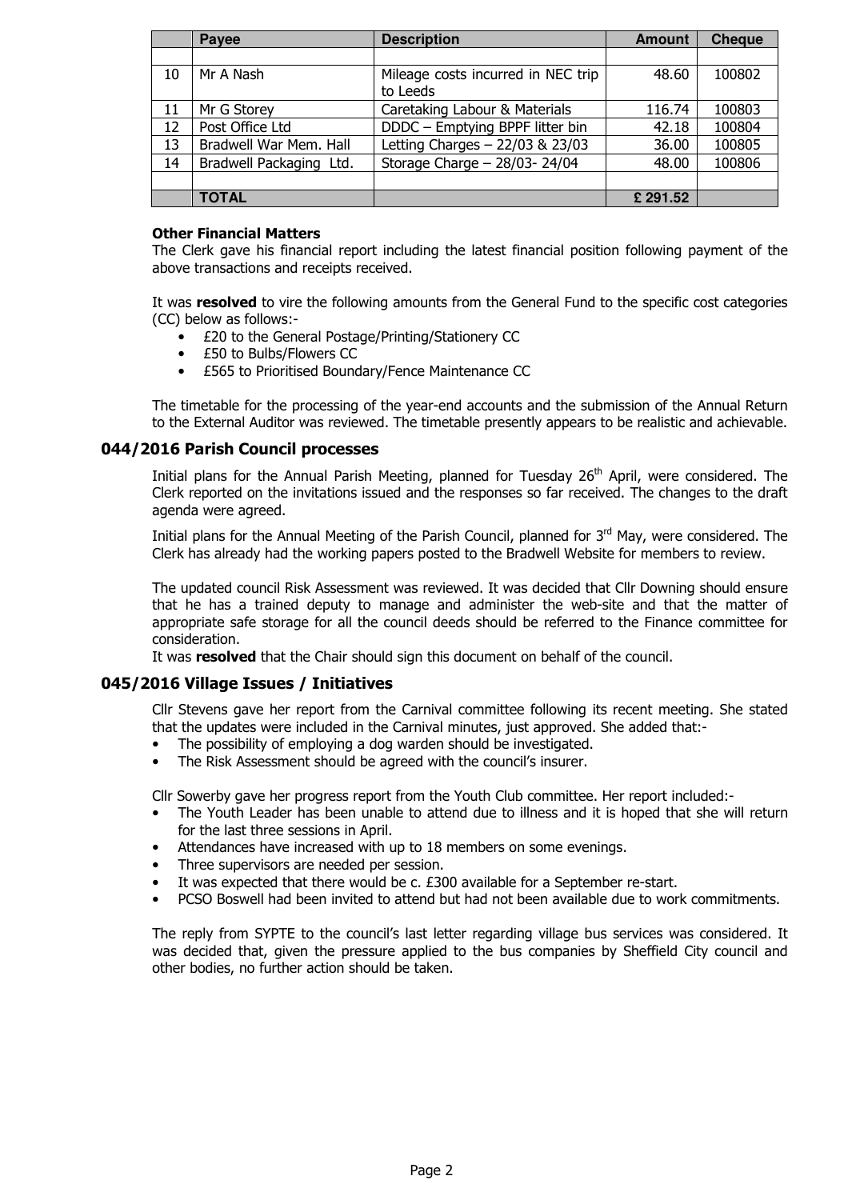|  | Payee | Description | Amount | Cheque |
|---|---|---|---|---|
|  |  |  |  |  |
| 10 | Mr A Nash | Mileage costs incurred in NEC trip to Leeds | 48.60 | 100802 |
| 11 | Mr G Storey | Caretaking Labour & Materials | 116.74 | 100803 |
| 12 | Post Office Ltd | DDDC – Emptying BPPF litter bin | 42.18 | 100804 |
| 13 | Bradwell War Mem. Hall | Letting Charges – 22/03 & 23/03 | 36.00 | 100805 |
| 14 | Bradwell Packaging Ltd. | Storage Charge – 28/03- 24/04 | 48.00 | 100806 |
|  |  |  |  |  |
|  | **TOTAL** |  | **£ 291.52** |  |

**Other Financial Matters**

The Clerk gave his financial report including the latest financial position following payment of the above transactions and receipts received.

It was **resolved** to vire the following amounts from the General Fund to the specific cost categories (CC) below as follows:-

- £20 to the General Postage/Printing/Stationery CC
- £50 to Bulbs/Flowers CC
- £565 to Prioritised Boundary/Fence Maintenance CC

The timetable for the processing of the year-end accounts and the submission of the Annual Return to the External Auditor was reviewed. The timetable presently appears to be realistic and achievable.

## 044/2016 Parish Council processes

Initial plans for the Annual Parish Meeting, planned for Tuesday 26th April, were considered. The Clerk reported on the invitations issued and the responses so far received. The changes to the draft agenda were agreed.

Initial plans for the Annual Meeting of the Parish Council, planned for 3rd May, were considered. The Clerk has already had the working papers posted to the Bradwell Website for members to review.

The updated council Risk Assessment was reviewed. It was decided that Cllr Downing should ensure that he has a trained deputy to manage and administer the web-site and that the matter of appropriate safe storage for all the council deeds should be referred to the Finance committee for consideration.

It was **resolved** that the Chair should sign this document on behalf of the council.

## 045/2016 Village Issues / Initiatives

Cllr Stevens gave her report from the Carnival committee following its recent meeting. She stated that the updates were included in the Carnival minutes, just approved. She added that:-

- The possibility of employing a dog warden should be investigated.
- The Risk Assessment should be agreed with the council's insurer.

Cllr Sowerby gave her progress report from the Youth Club committee. Her report included:-

- The Youth Leader has been unable to attend due to illness and it is hoped that she will return for the last three sessions in April.
- Attendances have increased with up to 18 members on some evenings.
- Three supervisors are needed per session.
- It was expected that there would be c. £300 available for a September re-start.
- PCSO Boswell had been invited to attend but had not been available due to work commitments.

The reply from SYPTE to the council's last letter regarding village bus services was considered. It was decided that, given the pressure applied to the bus companies by Sheffield City council and other bodies, no further action should be taken.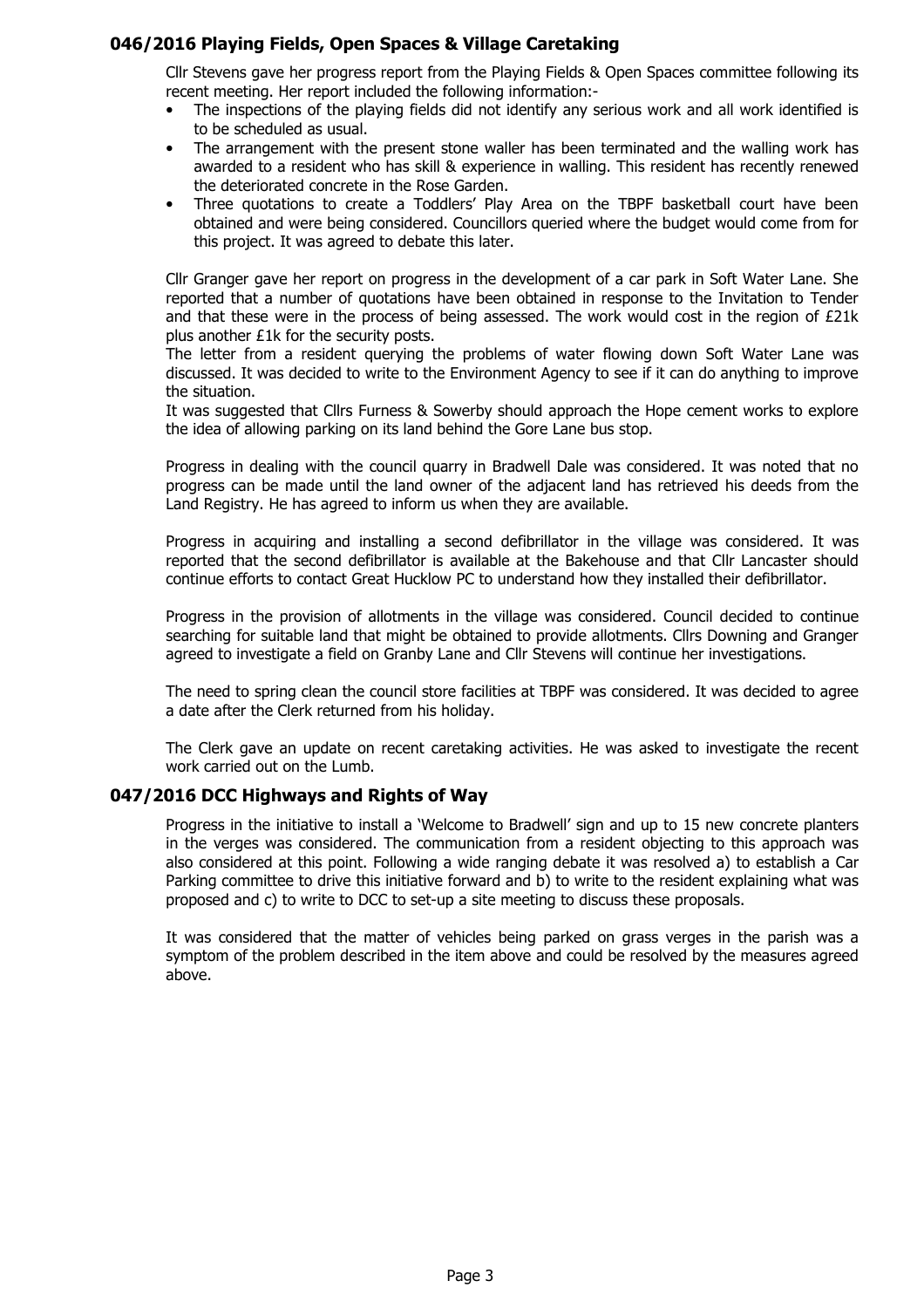## 046/2016 Playing Fields, Open Spaces & Village Caretaking

Cllr Stevens gave her progress report from the Playing Fields & Open Spaces committee following its recent meeting. Her report included the following information:-

- The inspections of the playing fields did not identify any serious work and all work identified is to be scheduled as usual.
- The arrangement with the present stone waller has been terminated and the walling work has awarded to a resident who has skill & experience in walling. This resident has recently renewed the deteriorated concrete in the Rose Garden.
- Three quotations to create a Toddlers' Play Area on the TBPF basketball court have been obtained and were being considered. Councillors queried where the budget would come from for this project. It was agreed to debate this later.

Cllr Granger gave her report on progress in the development of a car park in Soft Water Lane. She reported that a number of quotations have been obtained in response to the Invitation to Tender and that these were in the process of being assessed. The work would cost in the region of £21k plus another £1k for the security posts.

The letter from a resident querying the problems of water flowing down Soft Water Lane was discussed. It was decided to write to the Environment Agency to see if it can do anything to improve the situation.

It was suggested that Cllrs Furness & Sowerby should approach the Hope cement works to explore the idea of allowing parking on its land behind the Gore Lane bus stop.

Progress in dealing with the council quarry in Bradwell Dale was considered. It was noted that no progress can be made until the land owner of the adjacent land has retrieved his deeds from the Land Registry. He has agreed to inform us when they are available.

Progress in acquiring and installing a second defibrillator in the village was considered. It was reported that the second defibrillator is available at the Bakehouse and that Cllr Lancaster should continue efforts to contact Great Hucklow PC to understand how they installed their defibrillator.

Progress in the provision of allotments in the village was considered. Council decided to continue searching for suitable land that might be obtained to provide allotments. Cllrs Downing and Granger agreed to investigate a field on Granby Lane and Cllr Stevens will continue her investigations.

The need to spring clean the council store facilities at TBPF was considered. It was decided to agree a date after the Clerk returned from his holiday.

The Clerk gave an update on recent caretaking activities. He was asked to investigate the recent work carried out on the Lumb.

## 047/2016 DCC Highways and Rights of Way

Progress in the initiative to install a 'Welcome to Bradwell' sign and up to 15 new concrete planters in the verges was considered. The communication from a resident objecting to this approach was also considered at this point. Following a wide ranging debate it was resolved a) to establish a Car Parking committee to drive this initiative forward and b) to write to the resident explaining what was proposed and c) to write to DCC to set-up a site meeting to discuss these proposals.

It was considered that the matter of vehicles being parked on grass verges in the parish was a symptom of the problem described in the item above and could be resolved by the measures agreed above.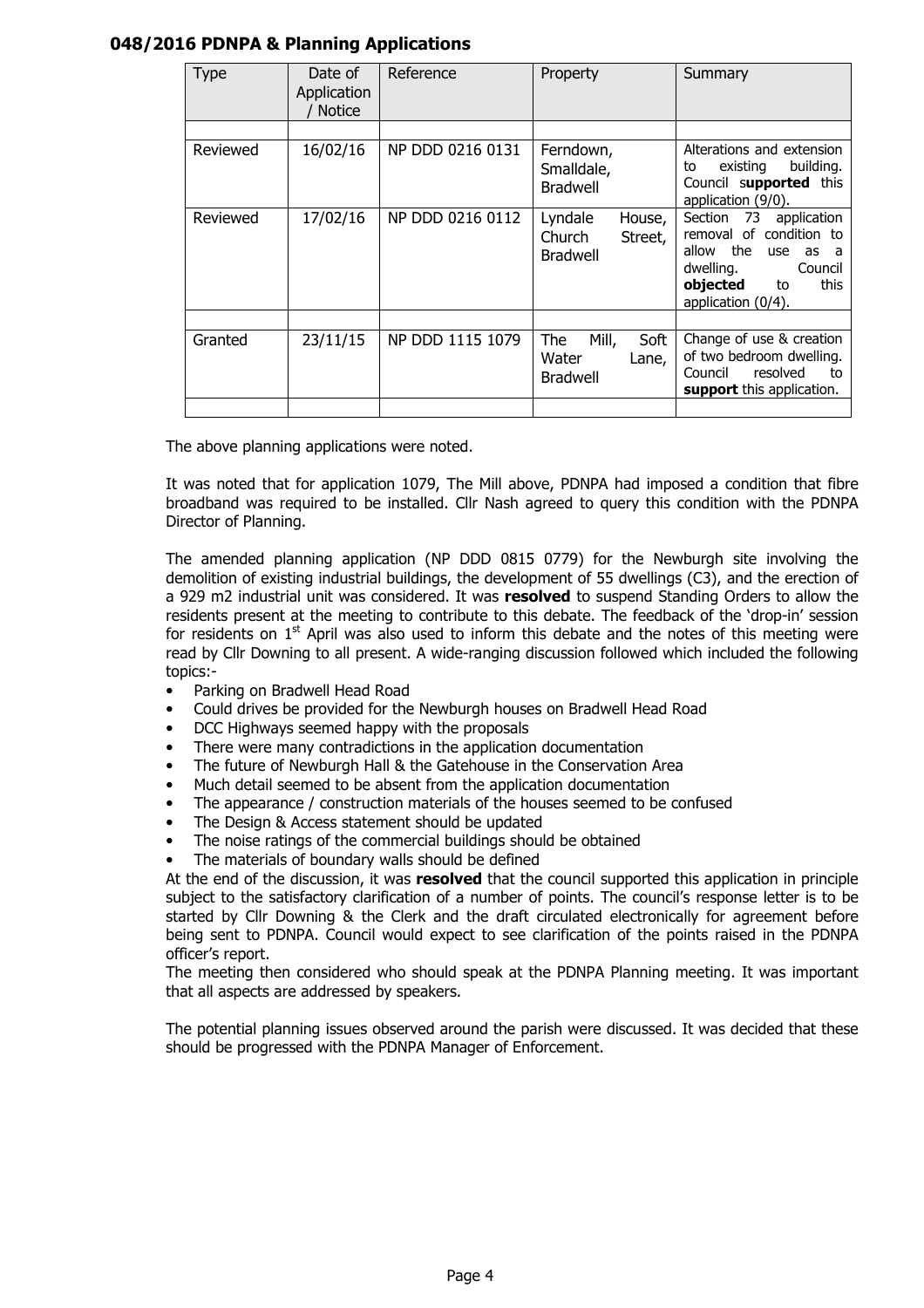## 048/2016 PDNPA & Planning Applications

| Type | Date of Application / Notice | Reference | Property | Summary |
|---|---|---|---|---|
| | | | | |
| Reviewed | 16/02/16 | NP DDD 0216 0131 | Ferndown, Smalldale, Bradwell | Alterations and extension to existing building. Council **supported** this application (9/0). |
| Reviewed | 17/02/16 | NP DDD 0216 0112 | Lyndale House, Church Street, Bradwell | Section 73 application removal of condition to allow the use as a dwelling. Council **objected** to this application (0/4). |
| | | | | |
| Granted | 23/11/15 | NP DDD 1115 1079 | The Mill, Soft Water Lane, Bradwell | Change of use & creation of two bedroom dwelling. Council resolved to **support** this application. |
| | | | | |

The above planning applications were noted.

It was noted that for application 1079, The Mill above, PDNPA had imposed a condition that fibre broadband was required to be installed. Cllr Nash agreed to query this condition with the PDNPA Director of Planning.

The amended planning application (NP DDD 0815 0779) for the Newburgh site involving the demolition of existing industrial buildings, the development of 55 dwellings (C3), and the erection of a 929 m2 industrial unit was considered. It was **resolved** to suspend Standing Orders to allow the residents present at the meeting to contribute to this debate. The feedback of the 'drop-in' session for residents on 1st April was also used to inform this debate and the notes of this meeting were read by Cllr Downing to all present. A wide-ranging discussion followed which included the following topics:-

- Parking on Bradwell Head Road
- Could drives be provided for the Newburgh houses on Bradwell Head Road
- DCC Highways seemed happy with the proposals
- There were many contradictions in the application documentation
- The future of Newburgh Hall & the Gatehouse in the Conservation Area
- Much detail seemed to be absent from the application documentation
- The appearance / construction materials of the houses seemed to be confused
- The Design & Access statement should be updated
- The noise ratings of the commercial buildings should be obtained
- The materials of boundary walls should be defined

At the end of the discussion, it was **resolved** that the council supported this application in principle subject to the satisfactory clarification of a number of points. The council's response letter is to be started by Cllr Downing & the Clerk and the draft circulated electronically for agreement before being sent to PDNPA. Council would expect to see clarification of the points raised in the PDNPA officer's report.

The meeting then considered who should speak at the PDNPA Planning meeting. It was important that all aspects are addressed by speakers.

The potential planning issues observed around the parish were discussed. It was decided that these should be progressed with the PDNPA Manager of Enforcement.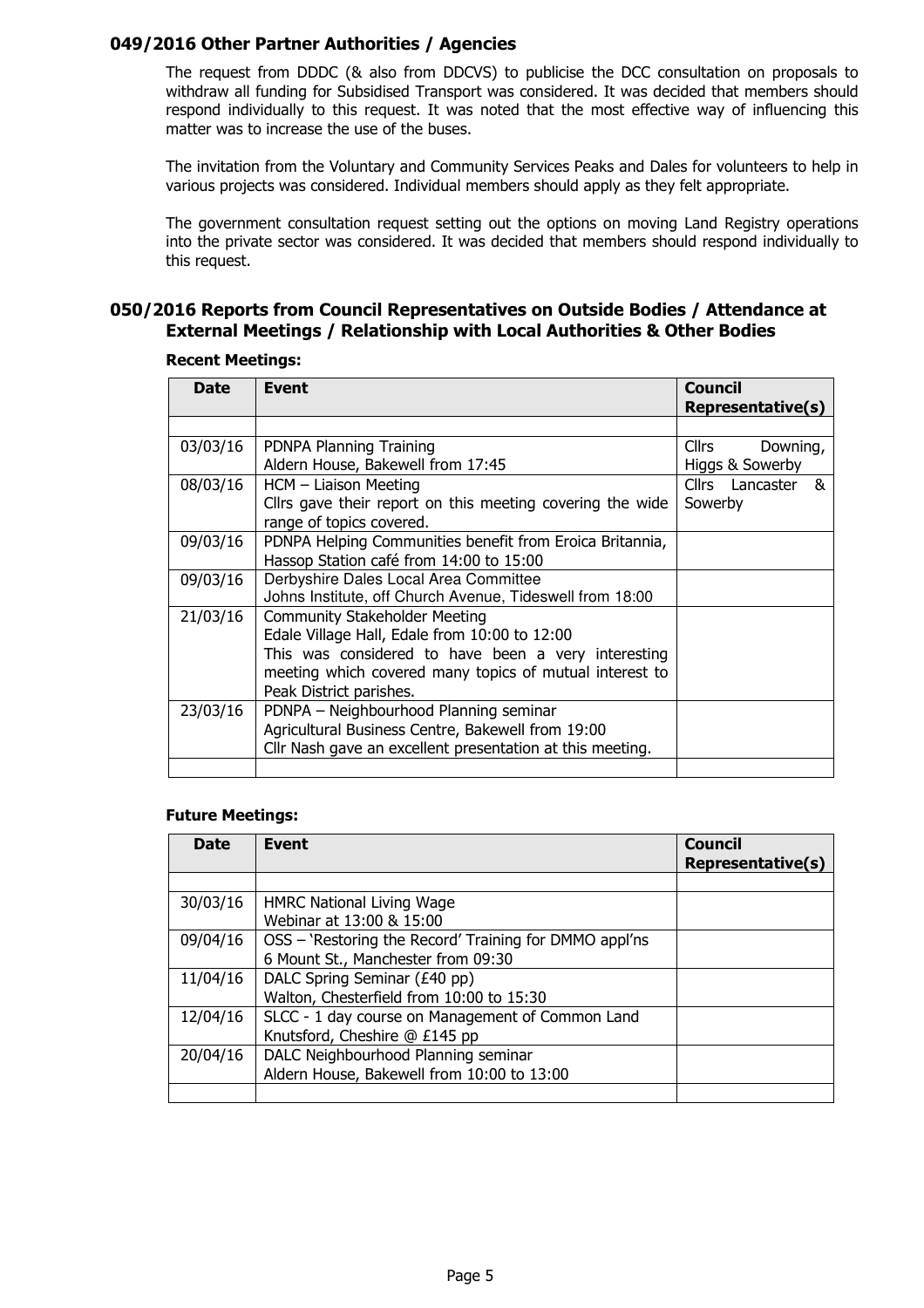## 049/2016 Other Partner Authorities / Agencies

The request from DDDC (& also from DDCVS) to publicise the DCC consultation on proposals to withdraw all funding for Subsidised Transport was considered. It was decided that members should respond individually to this request. It was noted that the most effective way of influencing this matter was to increase the use of the buses.

The invitation from the Voluntary and Community Services Peaks and Dales for volunteers to help in various projects was considered. Individual members should apply as they felt appropriate.

The government consultation request setting out the options on moving Land Registry operations into the private sector was considered. It was decided that members should respond individually to this request.

## 050/2016 Reports from Council Representatives on Outside Bodies / Attendance at External Meetings / Relationship with Local Authorities & Other Bodies

**Recent Meetings:**

| Date | Event | Council Representative(s) |
|---|---|---|
| | | |
| 03/03/16 | PDNPA Planning Training<br>Aldern House, Bakewell from 17:45 | Cllrs Downing, Higgs & Sowerby |
| 08/03/16 | HCM – Liaison Meeting<br>Cllrs gave their report on this meeting covering the wide range of topics covered. | Cllrs Lancaster & Sowerby |
| 09/03/16 | PDNPA Helping Communities benefit from Eroica Britannia, Hassop Station café from 14:00 to 15:00 | |
| 09/03/16 | Derbyshire Dales Local Area Committee<br>Johns Institute, off Church Avenue, Tideswell from 18:00 | |
| 21/03/16 | Community Stakeholder Meeting<br>Edale Village Hall, Edale from 10:00 to 12:00<br>This was considered to have been a very interesting meeting which covered many topics of mutual interest to Peak District parishes. | |
| 23/03/16 | PDNPA – Neighbourhood Planning seminar<br>Agricultural Business Centre, Bakewell from 19:00<br>Cllr Nash gave an excellent presentation at this meeting. | |
| | | |

**Future Meetings:**

| Date | Event | Council Representative(s) |
|---|---|---|
| | | |
| 30/03/16 | HMRC National Living Wage<br>Webinar at 13:00 & 15:00 | |
| 09/04/16 | OSS – 'Restoring the Record' Training for DMMO appl'ns<br>6 Mount St., Manchester from 09:30 | |
| 11/04/16 | DALC Spring Seminar (£40 pp)<br>Walton, Chesterfield from 10:00 to 15:30 | |
| 12/04/16 | SLCC - 1 day course on Management of Common Land<br>Knutsford, Cheshire @ £145 pp | |
| 20/04/16 | DALC Neighbourhood Planning seminar<br>Aldern House, Bakewell from 10:00 to 13:00 | |
| | | |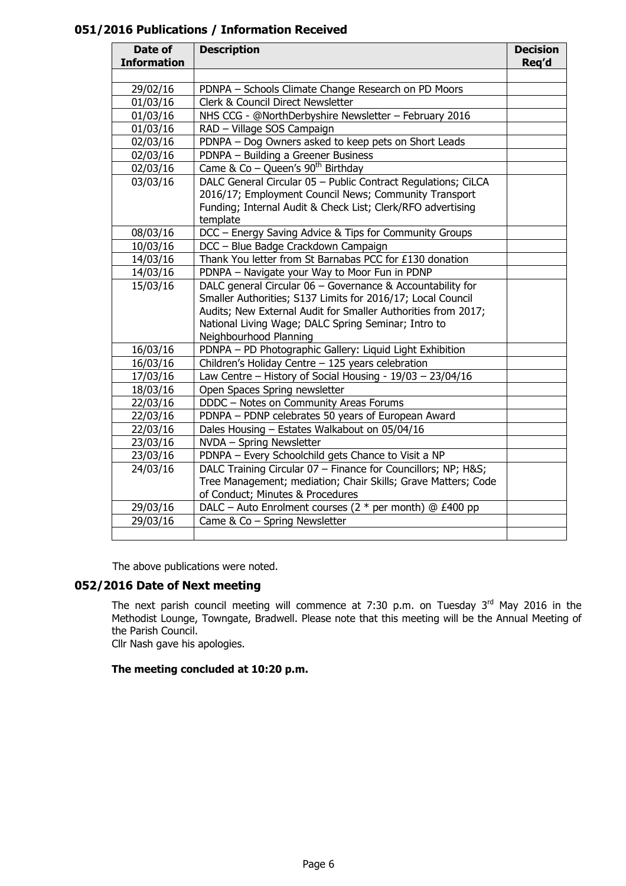## 051/2016 Publications / Information Received

| Date of Information | Description | Decision Req'd |
|---|---|---|
| | | |
| 29/02/16 | PDNPA – Schools Climate Change Research on PD Moors | |
| 01/03/16 | Clerk & Council Direct Newsletter | |
| 01/03/16 | NHS CCG - @NorthDerbyshire Newsletter – February 2016 | |
| 01/03/16 | RAD – Village SOS Campaign | |
| 02/03/16 | PDNPA – Dog Owners asked to keep pets on Short Leads | |
| 02/03/16 | PDNPA – Building a Greener Business | |
| 02/03/16 | Came & Co – Queen's 90th Birthday | |
| 03/03/16 | DALC General Circular 05 – Public Contract Regulations; CiLCA 2016/17; Employment Council News; Community Transport Funding; Internal Audit & Check List; Clerk/RFO advertising template | |
| 08/03/16 | DCC – Energy Saving Advice & Tips for Community Groups | |
| 10/03/16 | DCC – Blue Badge Crackdown Campaign | |
| 14/03/16 | Thank You letter from St Barnabas PCC for £130 donation | |
| 14/03/16 | PDNPA – Navigate your Way to Moor Fun in PDNP | |
| 15/03/16 | DALC general Circular 06 – Governance & Accountability for Smaller Authorities; S137 Limits for 2016/17; Local Council Audits; New External Audit for Smaller Authorities from 2017; National Living Wage; DALC Spring Seminar; Intro to Neighbourhood Planning | |
| 16/03/16 | PDNPA – PD Photographic Gallery: Liquid Light Exhibition | |
| 16/03/16 | Children's Holiday Centre – 125 years celebration | |
| 17/03/16 | Law Centre – History of Social Housing - 19/03 – 23/04/16 | |
| 18/03/16 | Open Spaces Spring newsletter | |
| 22/03/16 | DDDC – Notes on Community Areas Forums | |
| 22/03/16 | PDNPA – PDNP celebrates 50 years of European Award | |
| 22/03/16 | Dales Housing – Estates Walkabout on 05/04/16 | |
| 23/03/16 | NVDA – Spring Newsletter | |
| 23/03/16 | PDNPA – Every Schoolchild gets Chance to Visit a NP | |
| 24/03/16 | DALC Training Circular 07 – Finance for Councillors; NP; H&S; Tree Management; mediation; Chair Skills; Grave Matters; Code of Conduct; Minutes & Procedures | |
| 29/03/16 | DALC – Auto Enrolment courses (2 * per month) @ £400 pp | |
| 29/03/16 | Came & Co – Spring Newsletter | |
| | | |

The above publications were noted.

## 052/2016 Date of Next meeting

The next parish council meeting will commence at 7:30 p.m. on Tuesday 3rd May 2016 in the Methodist Lounge, Towngate, Bradwell. Please note that this meeting will be the Annual Meeting of the Parish Council.
Cllr Nash gave his apologies.

**The meeting concluded at 10:20 p.m.**